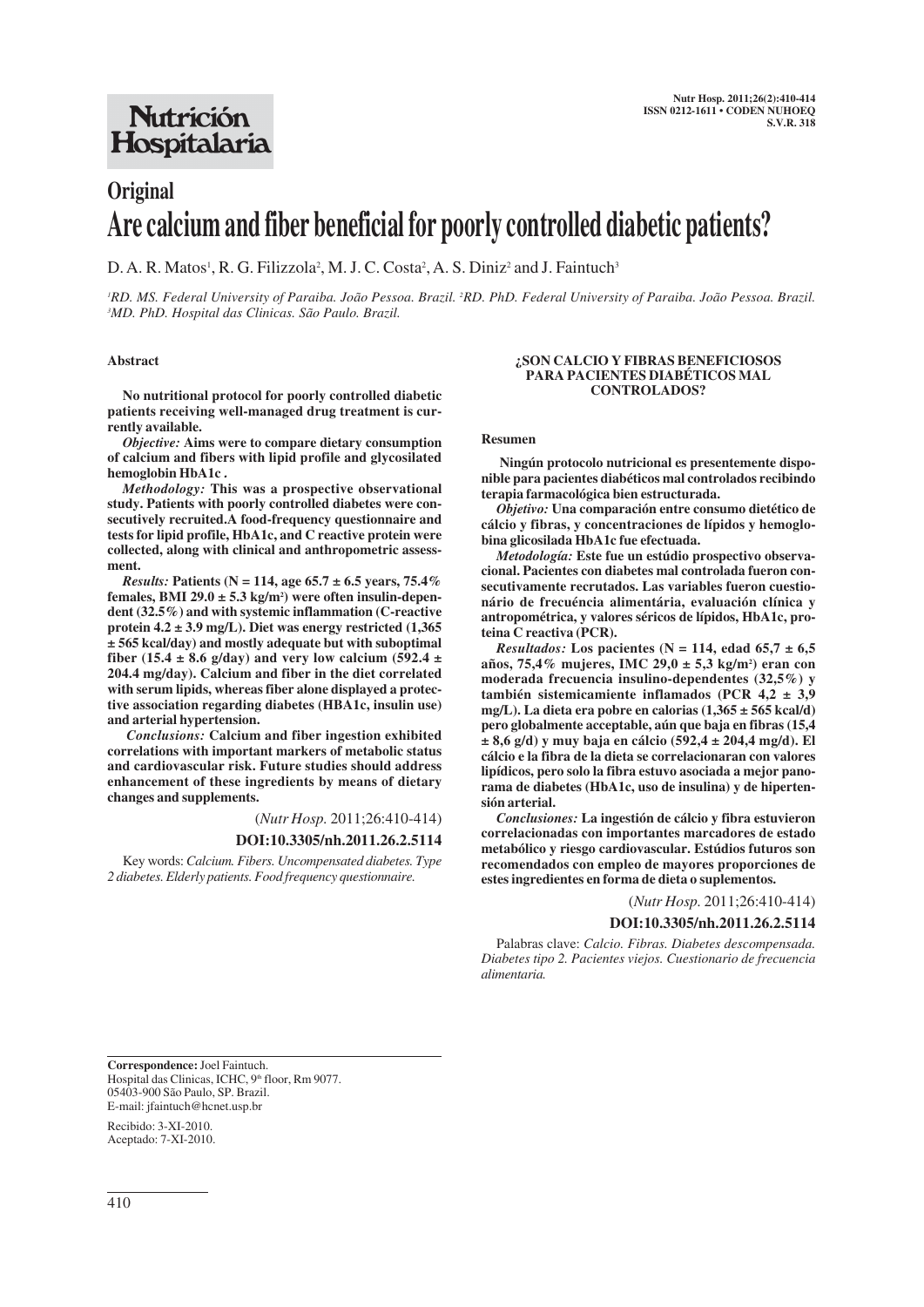**Original**

# Are calcium and fiber beneficial for poorly controlled diabetic patients?

D. A. R. Matos[1], R. G. Filizzola[2], M. J. C. Costa[2], A. S. Diniz[2] and J. Faintuch[3]

[1]RD. MS. Federal University of Paraiba. João Pessoa. Brazil. [2]RD. PhD. Federal University of Paraiba. João Pessoa. Brazil. [3]MD. PhD. Hospital das Clinicas. São Paulo. Brazil.

## Abstract

**No nutritional protocol for poorly controlled diabetic patients receiving well-managed drug treatment is currently available.**

***Objective:*** **Aims were to compare dietary consumption of calcium and fibers with lipid profile and glycosilated hemoglobin HbA1c .**

***Methodology:*** **This was a prospective observational study. Patients with poorly controlled diabetes were consecutively recruited.A food-frequency questionnaire and tests for lipid profile, HbA1c, and C reactive protein were collected, along with clinical and anthropometric assessment.**

***Results:*** **Patients (N = 114, age 65.7 ± 6.5 years, 75.4% females, BMI 29.0 ± 5.3 kg/m²) were often insulin-dependent (32.5%) and with systemic inflammation (C-reactive protein 4.2 ± 3.9 mg/L). Diet was energy restricted (1,365 ± 565 kcal/day) and mostly adequate but with suboptimal fiber (15.4 ± 8.6 g/day) and very low calcium (592.4 ± 204.4 mg/day). Calcium and fiber in the diet correlated with serum lipids, whereas fiber alone displayed a protective association regarding diabetes (HBA1c, insulin use) and arterial hypertension.**

***Conclusions:*** **Calcium and fiber ingestion exhibited correlations with important markers of metabolic status and cardiovascular risk. Future studies should address enhancement of these ingredients by means of dietary changes and supplements.**

(*Nutr Hosp.* 2011;26:410-414)

**DOI:10.3305/nh.2011.26.2.5114**

Key words: *Calcium. Fibers. Uncompensated diabetes. Type 2 diabetes. Elderly patients. Food frequency questionnaire.*

## ¿SON CALCIO Y FIBRAS BENEFICIOSOS PARA PACIENTES DIABÉTICOS MAL CONTROLADOS?

### Resumen

**Ningún protocolo nutricional es presentemente disponible para pacientes diabéticos mal controlados recibindo terapia farmacológica bien estructurada.**

***Objetivo:*** **Una comparación entre consumo dietético de cálcio y fibras, y concentraciones de lípidos y hemoglobina glicosilada HbA1c fue efectuada.**

***Metodología:*** **Este fue un estúdio prospectivo observacional. Pacientes con diabetes mal controlada fueron consecutivamente recrutados. Las variables fueron cuestionário de frecuéncia alimentária, evaluación clínica y antropométrica, y valores séricos de lípidos, HbA1c, proteina C reactiva (PCR).**

***Resultados:*** **Los pacientes (N = 114, edad 65,7 ± 6,5 años, 75,4% mujeres, IMC 29,0 ± 5,3 kg/m²) eran con moderada frecuencia insulino-dependientes (32,5%) y también sistemicamiente inflamados (PCR 4,2 ± 3,9 mg/L). La dieta era pobre en calorias (1,365 ± 565 kcal/d) pero globalmente aceptable, aún que baja en fibras (15,4 ± 8,6 g/d) y muy baja en cálcio (592,4 ± 204,4 mg/d). El cálcio e la fibra de la dieta se correlacionaran con valores lipídicos, pero solo la fibra estuvo asociada a mejor panorama de diabetes (HbA1c, uso de insulina) y de hipertensión arterial.**

***Conclusiones:*** **La ingestión de cálcio y fibra estuvieron correlacionadas con importantes marcadores de estado metabólico y riesgo cardiovascular. Estúdios futuros son recomendados con empleo de mayores proporciones de estes ingredientes en forma de dieta o suplementos.**

(*Nutr Hosp.* 2011;26:410-414)

**DOI:10.3305/nh.2011.26.2.5114**

Palabras clave: *Calcio. Fibras. Diabetes descompensada. Diabetes tipo 2. Pacientes viejos. Cuestionario de frecuencia alimentaria.*

---

**Correspondence:** Joel Faintuch.
Hospital das Clinicas, ICHC, 9th floor, Rm 9077.
05403-900 São Paulo, SP. Brazil.
E-mail: jfaintuch@hcnet.usp.br

Recibido: 3-XI-2010.
Aceptado: 7-XI-2010.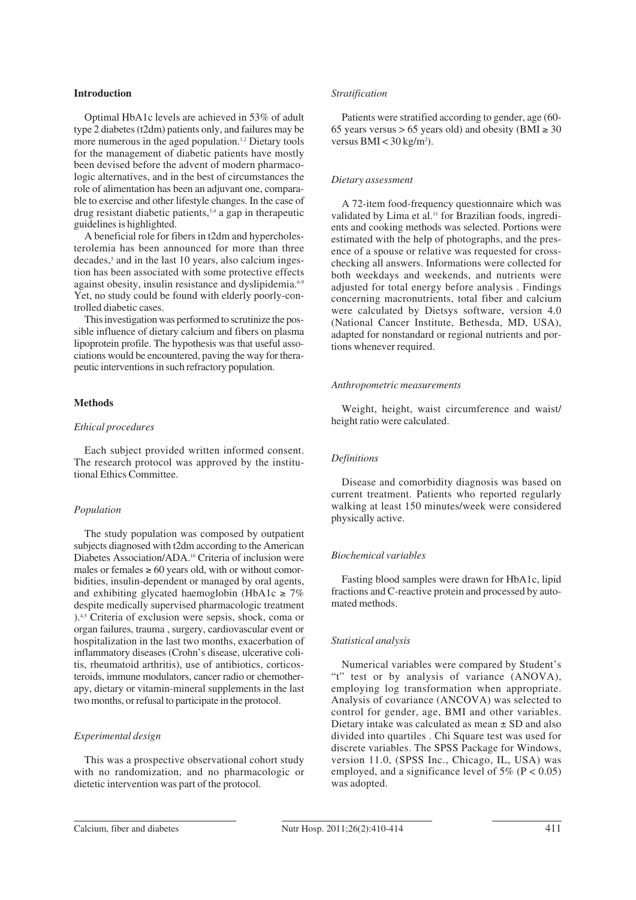## Introduction

Optimal HbA1c levels are achieved in 53% of adult type 2 diabetes (t2dm) patients only, and failures may be more numerous in the aged population.[1,2] Dietary tools for the management of diabetic patients have mostly been devised before the advent of modern pharmacologic alternatives, and in the best of circumstances the role of alimentation has been an adjuvant one, comparable to exercise and other lifestyle changes. In the case of drug resistant diabetic patients,[3,4] a gap in therapeutic guidelines is highlighted.

A beneficial role for fibers in t2dm and hypercholesterolemia has been announced for more than three decades,[5] and in the last 10 years, also calcium ingestion has been associated with some protective effects against obesity, insulin resistance and dyslipidemia.[6-9] Yet, no study could be found with elderly poorly-controlled diabetic cases.

This investigation was performed to scrutinize the possible influence of dietary calcium and fibers on plasma lipoprotein profile. The hypothesis was that useful associations would be encountered, paving the way for therapeutic interventions in such refractory population.

## Methods

### *Ethical procedures*

Each subject provided written informed consent. The research protocol was approved by the institutional Ethics Committee.

### *Population*

The study population was composed by outpatient subjects diagnosed with t2dm according to the American Diabetes Association/ADA.[10] Criteria of inclusion were males or females ≥ 60 years old, with or without comorbidities, insulin-dependent or managed by oral agents, and exhibiting glycated haemoglobin (HbA1c ≥ 7% despite medically supervised pharmacologic treatment ).[4,5] Criteria of exclusion were sepsis, shock, coma or organ failures, trauma , surgery, cardiovascular event or hospitalization in the last two months, exacerbation of inflammatory diseases (Crohn's disease, ulcerative colitis, rheumatoid arthritis), use of antibiotics, corticosteroids, immune modulators, cancer radio or chemotherapy, dietary or vitamin-mineral supplements in the last two months, or refusal to participate in the protocol.

### *Experimental design*

This was a prospective observational cohort study with no randomization, and no pharmacologic or dietetic intervention was part of the protocol.

### *Stratification*

Patients were stratified according to gender, age (60-65 years versus > 65 years old) and obesity (BMI ≥ 30 versus BMI < 30 kg/m$^2$).

### *Dietary assessment*

A 72-item food-frequency questionnaire which was validated by Lima et al.[11] for Brazilian foods, ingredients and cooking methods was selected. Portions were estimated with the help of photographs, and the presence of a spouse or relative was requested for cross-checking all answers. Informations were collected for both weekdays and weekends, and nutrients were adjusted for total energy before analysis . Findings concerning macronutrients, total fiber and calcium were calculated by Dietsys software, version 4.0 (National Cancer Institute, Bethesda, MD, USA), adapted for nonstandard or regional nutrients and portions whenever required.

### *Anthropometric measurements*

Weight, height, waist circumference and waist/height ratio were calculated.

### *Definitions*

Disease and comorbidity diagnosis was based on current treatment. Patients who reported regularly walking at least 150 minutes/week were considered physically active.

### *Biochemical variables*

Fasting blood samples were drawn for HbA1c, lipid fractions and C-reactive protein and processed by automated methods.

### *Statistical analysis*

Numerical variables were compared by Student's "t" test or by analysis of variance (ANOVA), employing log transformation when appropriate. Analysis of covariance (ANCOVA) was selected to control for gender, age, BMI and other variables. Dietary intake was calculated as mean ± SD and also divided into quartiles . Chi Square test was used for discrete variables. The SPSS Package for Windows, version 11.0, (SPSS Inc., Chicago, IL, USA) was employed, and a significance level of 5% ($P < 0.05$) was adopted.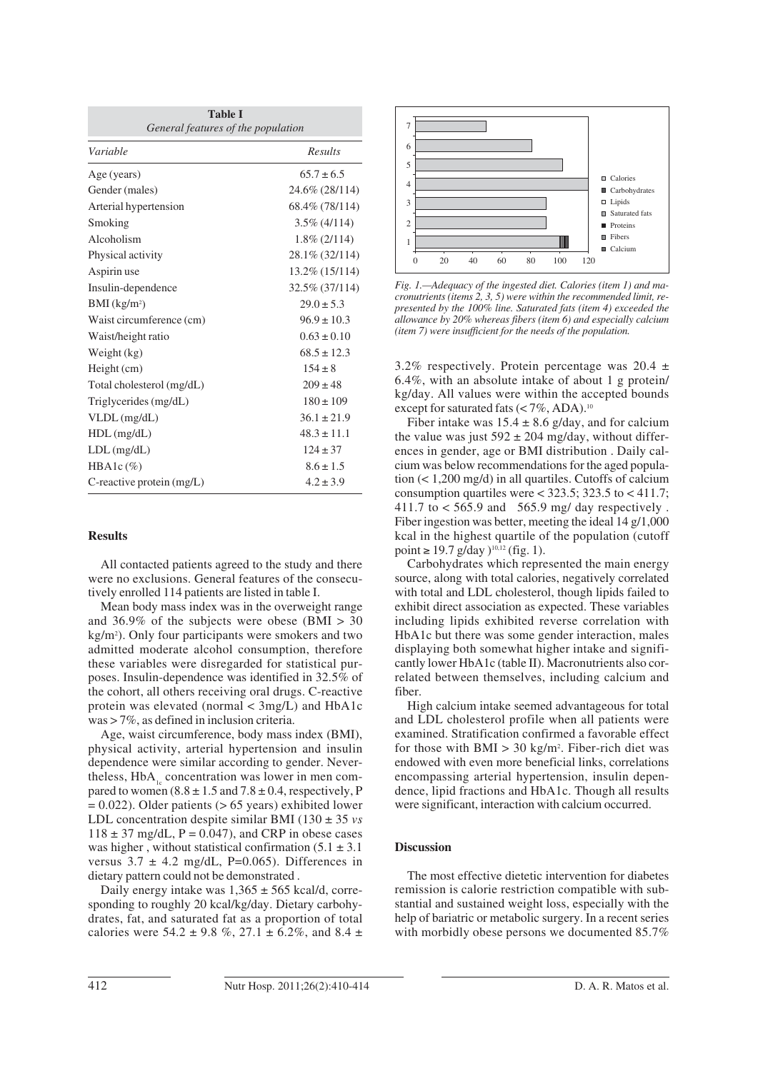**Table I**
*General features of the population*

| *Variable* | *Results* |
|---|---|
| Age (years) | 65.7 ± 6.5 |
| Gender (males) | 24.6% (28/114) |
| Arterial hypertension | 68.4% (78/114) |
| Smoking | 3.5% (4/114) |
| Alcoholism | 1.8% (2/114) |
| Physical activity | 28.1% (32/114) |
| Aspirin use | 13.2% (15/114) |
| Insulin-dependence | 32.5% (37/114) |
| BMI (kg/m²) | 29.0 ± 5.3 |
| Waist circumference (cm) | 96.9 ± 10.3 |
| Waist/height ratio | 0.63 ± 0.10 |
| Weight (kg) | 68.5 ± 12.3 |
| Height (cm) | 154 ± 8 |
| Total cholesterol (mg/dL) | 209 ± 48 |
| Triglycerides (mg/dL) | 180 ± 109 |
| VLDL (mg/dL) | 36.1 ± 21.9 |
| HDL (mg/dL) | 48.3 ± 11.1 |
| LDL (mg/dL) | 124 ± 37 |
| HBA1c (%) | 8.6 ± 1.5 |
| C-reactive protein (mg/L) | 4.2 ± 3.9 |

## Results

All contacted patients agreed to the study and there were no exclusions. General features of the consecutively enrolled 114 patients are listed in table I.

Mean body mass index was in the overweight range and 36.9% of the subjects were obese (BMI > 30 kg/m²). Only four participants were smokers and two admitted moderate alcohol consumption, therefore these variables were disregarded for statistical purposes. Insulin-dependence was identified in 32.5% of the cohort, all others receiving oral drugs. C-reactive protein was elevated (normal < 3mg/L) and HbA1c was > 7%, as defined in inclusion criteria.

Age, waist circumference, body mass index (BMI), physical activity, arterial hypertension and insulin dependence were similar according to gender. Nevertheless, $HbA_{1c}$ concentration was lower in men compared to women (8.8 ± 1.5 and 7.8 ± 0.4, respectively, P = 0.022). Older patients (> 65 years) exhibited lower LDL concentration despite similar BMI (130 ± 35 *vs* 118 ± 37 mg/dL, P = 0.047), and CRP in obese cases was higher , without statistical confirmation (5.1 ± 3.1 versus 3.7 ± 4.2 mg/dL, P=0.065). Differences in dietary pattern could not be demonstrated .

Daily energy intake was 1,365 ± 565 kcal/d, corresponding to roughly 20 kcal/kg/day. Dietary carbohydrates, fat, and saturated fat as a proportion of total calories were 54.2 ± 9.8 %, 27.1 ± 6.2%, and 8.4 ± 3.2% respectively. Protein percentage was 20.4 ± 6.4%, with an absolute intake of about 1 g protein/kg/day. All values were within the accepted bounds except for saturated fats (< 7%, ADA).[10]

Fiber intake was 15.4 ± 8.6 g/day, and for calcium the value was just 592 ± 204 mg/day, without differences in gender, age or BMI distribution . Daily calcium was below recommendations for the aged population (< 1,200 mg/d) in all quartiles. Cutoffs of calcium consumption quartiles were < 323.5; 323.5 to < 411.7; 411.7 to < 565.9 and 565.9 mg/ day respectively . Fiber ingestion was better, meeting the ideal 14 g/1,000 kcal in the highest quartile of the population (cutoff point ≥ 19.7 g/day )[10,12] (fig. 1).

Carbohydrates which represented the main energy source, along with total calories, negatively correlated with total and LDL cholesterol, though lipids failed to exhibit direct association as expected. These variables including lipids exhibited reverse correlation with HbA1c but there was some gender interaction, males displaying both somewhat higher intake and significantly lower HbA1c (table II). Macronutrients also correlated between themselves, including calcium and fiber.

High calcium intake seemed advantageous for total and LDL cholesterol profile when all patients were examined. Stratification confirmed a favorable effect for those with BMI > 30 kg/m². Fiber-rich diet was endowed with even more beneficial links, correlations encompassing arterial hypertension, insulin dependence, lipid fractions and HbA1c. Though all results were significant, interaction with calcium occurred.

*Fig. 1.—Adequacy of the ingested diet. Calories (item 1) and macronutrients (items 2, 3, 5) were within the recommended limit, represented by the 100% line. Saturated fats (item 4) exceeded the allowance by 20% whereas fibers (item 6) and especially calcium (item 7) were insufficient for the needs of the population.*

## Discussion

The most effective dietetic intervention for diabetes remission is calorie restriction compatible with substantial and sustained weight loss, especially with the help of bariatric or metabolic surgery. In a recent series with morbidly obese persons we documented 85.7%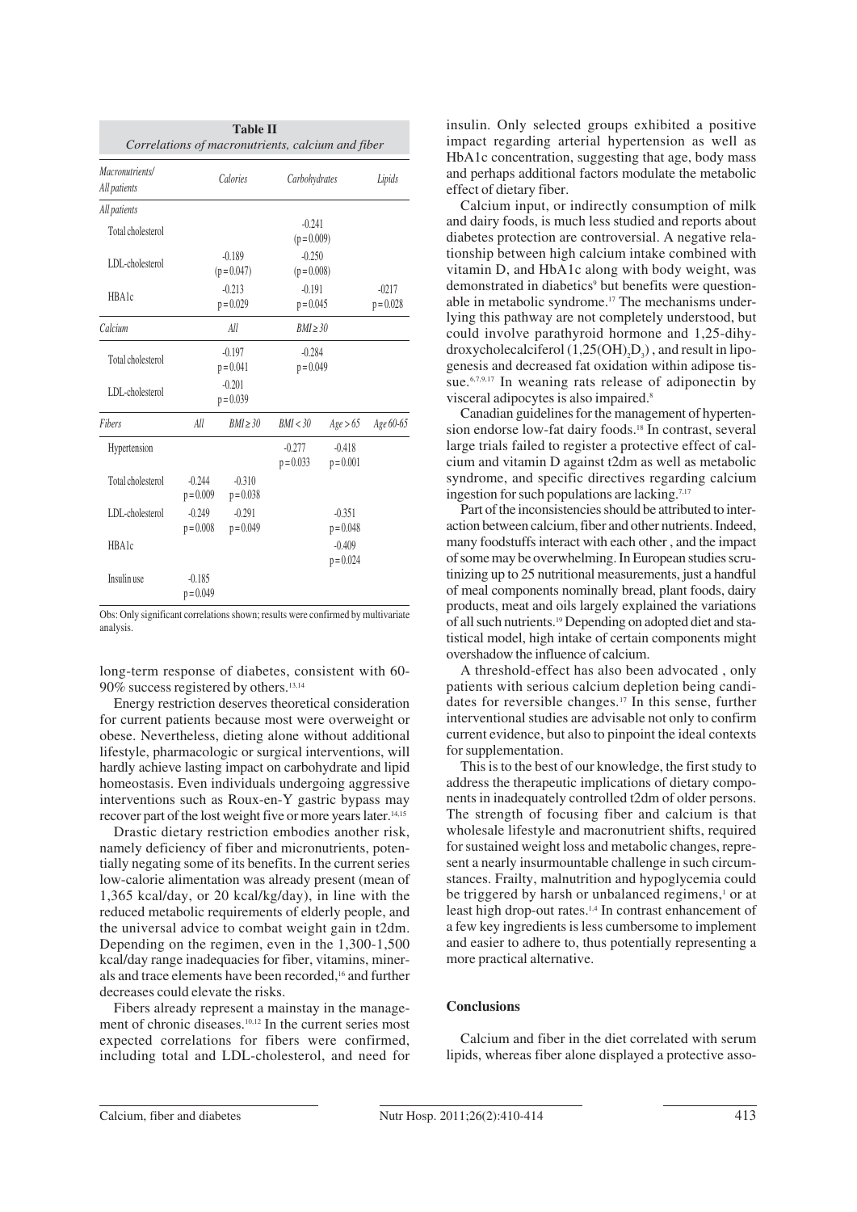**Table II**
*Correlations of macronutrients, calcium and fiber*

| *Macronutrients/ All patients* | | *Calories* | *Carbohydrates* | | *Lipids* |
|---|---|---|---|---|---|
| *All patients* | | | | | |
| Total cholesterol | | | -0.241 (p = 0.009) | | |
| LDL-cholesterol | | -0.189 (p = 0.047) | -0.250 (p = 0.008) | | |
| HBA1c | | -0.213 p = 0.029 | -0.191 p = 0.045 | | -0217 p = 0.028 |
| *Calcium* | | *All* | *BMI ≥ 30* | | |
| Total cholesterol | | -0.197 p = 0.041 | -0.284 p = 0.049 | | |
| LDL-cholesterol | | -0.201 p = 0.039 | | | |
| *Fibers* | *All* | *BMI ≥ 30* | *BMI < 30* | *Age > 65* | *Age 60-65* |
| Hypertension | | | -0.277 p = 0.033 | -0.418 p = 0.001 | |
| Total cholesterol | -0.244 p = 0.009 | -0.310 p = 0.038 | | | |
| LDL-cholesterol | -0.249 p = 0.008 | -0.291 p = 0.049 | | -0.351 p = 0.048 | |
| HBA1c | | | | -0.409 p = 0.024 | |
| Insulin use | -0.185 p = 0.049 | | | | |

Obs: Only significant correlations shown; results were confirmed by multivariate analysis.

long-term response of diabetes, consistent with 60-90% success registered by others.[13,14]

Energy restriction deserves theoretical consideration for current patients because most were overweight or obese. Nevertheless, dieting alone without additional lifestyle, pharmacologic or surgical interventions, will hardly achieve lasting impact on carbohydrate and lipid homeostasis. Even individuals undergoing aggressive interventions such as Roux-en-Y gastric bypass may recover part of the lost weight five or more years later.[14,15]

Drastic dietary restriction embodies another risk, namely deficiency of fiber and micronutrients, potentially negating some of its benefits. In the current series low-calorie alimentation was already present (mean of 1,365 kcal/day, or 20 kcal/kg/day), in line with the reduced metabolic requirements of elderly people, and the universal advice to combat weight gain in t2dm. Depending on the regimen, even in the 1,300-1,500 kcal/day range inadequacies for fiber, vitamins, minerals and trace elements have been recorded,[16] and further decreases could elevate the risks.

Fibers already represent a mainstay in the management of chronic diseases.[10,12] In the current series most expected correlations for fibers were confirmed, including total and LDL-cholesterol, and need for insulin. Only selected groups exhibited a positive impact regarding arterial hypertension as well as HbA1c concentration, suggesting that age, body mass and perhaps additional factors modulate the metabolic effect of dietary fiber.

Calcium input, or indirectly consumption of milk and dairy foods, is much less studied and reports about diabetes protection are controversial. A negative relationship between high calcium intake combined with vitamin D, and HbA1c along with body weight, was demonstrated in diabetics[9] but benefits were questionable in metabolic syndrome.[17] The mechanisms underlying this pathway are not completely understood, but could involve parathyroid hormone and 1,25-dihydroxycholecalciferol ($1,25(OH)_2D_3$), and result in lipogenesis and decreased fat oxidation within adipose tissue.[6,7,9,17] In weaning rats release of adiponectin by visceral adipocytes is also impaired.[8]

Canadian guidelines for the management of hypertension endorse low-fat dairy foods.[18] In contrast, several large trials failed to register a protective effect of calcium and vitamin D against t2dm as well as metabolic syndrome, and specific directives regarding calcium ingestion for such populations are lacking.[7,17]

Part of the inconsistencies should be attributed to interaction between calcium, fiber and other nutrients. Indeed, many foodstuffs interact with each other , and the impact of some may be overwhelming. In European studies scrutinizing up to 25 nutritional measurements, just a handful of meal components nominally bread, plant foods, dairy products, meat and oils largely explained the variations of all such nutrients.[19] Depending on adopted diet and statistical model, high intake of certain components might overshadow the influence of calcium.

A threshold-effect has also been advocated , only patients with serious calcium depletion being candidates for reversible changes.[17] In this sense, further interventional studies are advisable not only to confirm current evidence, but also to pinpoint the ideal contexts for supplementation.

This is to the best of our knowledge, the first study to address the therapeutic implications of dietary components in inadequately controlled t2dm of older persons. The strength of focusing fiber and calcium is that wholesale lifestyle and macronutrient shifts, required for sustained weight loss and metabolic changes, represent a nearly insurmountable challenge in such circumstances. Frailty, malnutrition and hypoglycemia could be triggered by harsh or unbalanced regimens,[1] or at least high drop-out rates.[1,4] In contrast enhancement of a few key ingredients is less cumbersome to implement and easier to adhere to, thus potentially representing a more practical alternative.

## Conclusions

Calcium and fiber in the diet correlated with serum lipids, whereas fiber alone displayed a protective asso-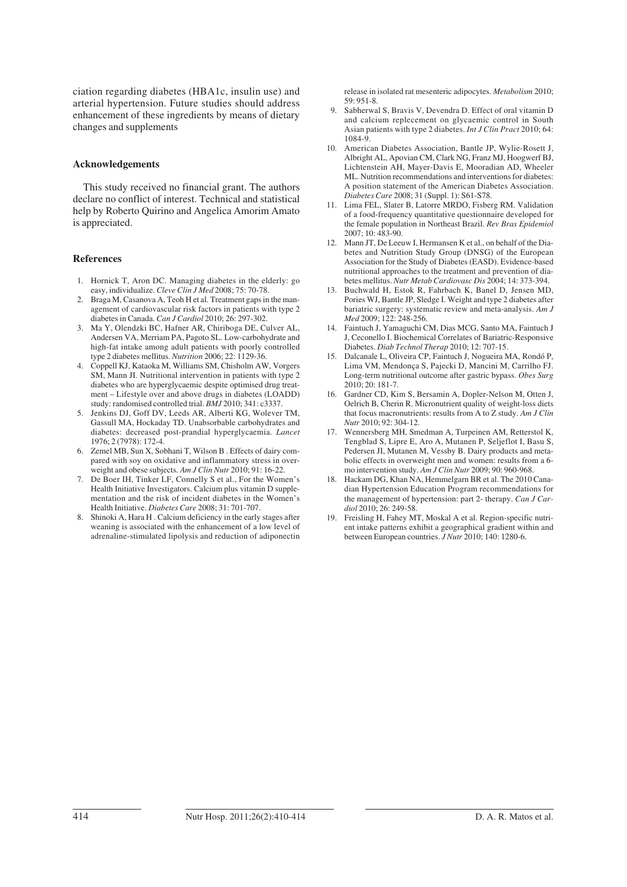ciation regarding diabetes (HBA1c, insulin use) and arterial hypertension. Future studies should address enhancement of these ingredients by means of dietary changes and supplements

## Acknowledgements

This study received no financial grant. The authors declare no conflict of interest. Technical and statistical help by Roberto Quirino and Angelica Amorim Amato is appreciated.

## References

1. Hornick T, Aron DC. Managing diabetes in the elderly: go easy, individualize. *Cleve Clin J Med* 2008; 75: 70-78.
2. Braga M, Casanova A, Teoh H et al. Treatment gaps in the management of cardiovascular risk factors in patients with type 2 diabetes in Canada. *Can J Cardiol* 2010; 26: 297-302.
3. Ma Y, Olendzki BC, Hafner AR, Chiriboga DE, Culver AL, Andersen VA, Merriam PA, Pagoto SL. Low-carbohydrate and high-fat intake among adult patients with poorly controlled type 2 diabetes mellitus. *Nutrition* 2006; 22: 1129-36.
4. Coppell KJ, Kataoka M, Williams SM, Chisholm AW, Vorgers SM, Mann JI. Nutritional intervention in patients with type 2 diabetes who are hyperglycaemic despite optimised drug treatment – Lifestyle over and above drugs in diabetes (LOADD) study: randomised controlled trial. *BMJ* 2010; 341: c3337.
5. Jenkins DJ, Goff DV, Leeds AR, Alberti KG, Wolever TM, Gassull MA, Hockaday TD. Unabsorbable carbohydrates and diabetes: decreased post-prandial hyperglycaemia. *Lancet* 1976; 2 (7978): 172-4.
6. Zemel MB, Sun X, Sobhani T, Wilson B . Effects of dairy compared with soy on oxidative and inflammatory stress in overweight and obese subjects. *Am J Clin Nutr* 2010; 91: 16-22.
7. De Boer IH, Tinker LF, Connelly S et al., For the Women's Health Initiative Investigators. Calcium plus vitamin D supplementation and the risk of incident diabetes in the Women's Health Initiative. *Diabetes Care* 2008; 31: 701-707.
8. Shinoki A, Hara H . Calcium deficiency in the early stages after weaning is associated with the enhancement of a low level of adrenaline-stimulated lipolysis and reduction of adiponectin release in isolated rat mesenteric adipocytes. *Metabolism* 2010; 59: 951-8.
9. Sabherwal S, Bravis V, Devendra D. Effect of oral vitamin D and calcium replecement on glycaemic control in South Asian patients with type 2 diabetes. *Int J Clin Pract* 2010; 64: 1084-9.
10. American Diabetes Association, Bantle JP, Wylie-Rosett J, Albright AL, Apovian CM, Clark NG, Franz MJ, Hoogwerf BJ, Lichtenstein AH, Mayer-Davis E, Mooradian AD, Wheeler ML. Nutrition recommendations and interventions for diabetes: A position statement of the American Diabetes Association. *Diabetes Care* 2008; 31 (Suppl. 1): S61-S78.
11. Lima FEL, Slater B, Latorre MRDO, Fisberg RM. Validation of a food-frequency quantitative questionnaire developed for the female population in Northeast Brazil. *Rev Bras Epidemiol* 2007; 10: 483-90.
12. Mann JT, De Leeuw I, Hermansen K et al., on behalf of the Diabetes and Nutrition Study Group (DNSG) of the European Association for the Study of Diabetes (EASD). Evidence-based nutritional approaches to the treatment and prevention of diabetes mellitus. *Nutr Metab Cardiovasc Dis* 2004; 14: 373-394.
13. Buchwald H, Estok R, Fahrbach K, Banel D, Jensen MD, Pories WJ, Bantle JP, Sledge I. Weight and type 2 diabetes after bariatric surgery: systematic review and meta-analysis. *Am J Med* 2009; 122: 248-256.
14. Faintuch J, Yamaguchi CM, Dias MCG, Santo MA, Faintuch J J, Ceconello I. Biochemical Correlates of Bariatric-Responsive Diabetes. *Diab Technol Therap* 2010; 12: 707-15.
15. Dalcanale L, Oliveira CP, Faintuch J, Nogueira MA, Rondó P, Lima VM, Mendonça S, Pajecki D, Mancini M, Carrilho FJ. Long-term nutritional outcome after gastric bypass. *Obes Surg* 2010; 20: 181-7.
16. Gardner CD, Kim S, Bersamin A, Dopler-Nelson M, Otten J, Oelrich B, Cherin R. Micronutrient quality of weight-loss diets that focus macronutrients: results from A to Z study. *Am J Clin Nutr* 2010; 92: 304-12.
17. Wennersberg MH, Smedman A, Turpeinen AM, Retterstol K, Tengblad S, Lipre E, Aro A, Mutanen P, Seljeflot I, Basu S, Pedersen JI, Mutanen M, Vessby B. Dairy products and metabolic effects in overweight men and women: results from a 6-mo intervention study. *Am J Clin Nutr* 2009; 90: 960-968.
18. Hackam DG, Khan NA, Hemmelgarn BR et al. The 2010 Canadian Hypertension Education Program recommendations for the management of hypertension: part 2- therapy. *Can J Cardiol* 2010; 26: 249-58.
19. Freisling H, Fahey MT, Moskal A et al. Region-specific nutrient intake patterns exhibit a geographical gradient within and between European countries. *J Nutr* 2010; 140: 1280-6.